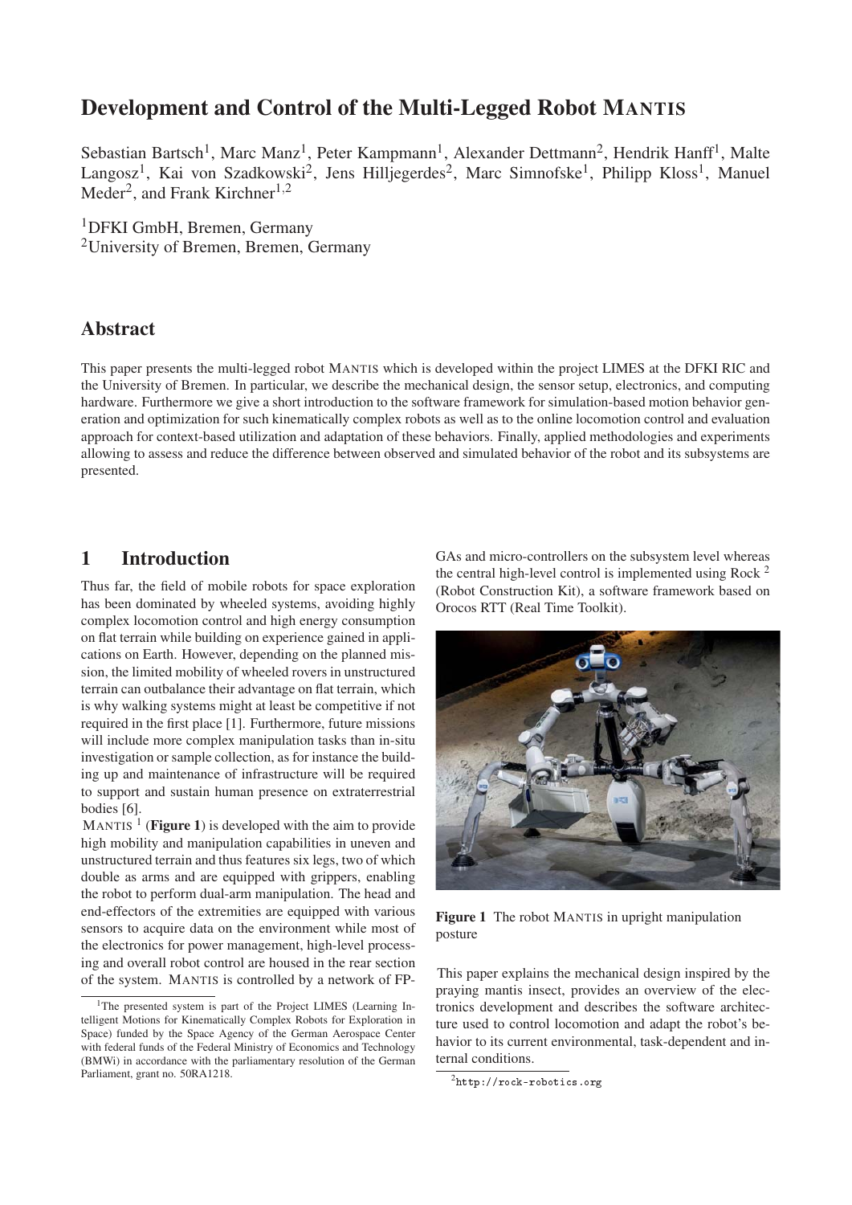# Development and Control of the Multi-Legged Robot MANTIS

Sebastian Bartsch[1], Marc Manz[1], Peter Kampmann[1], Alexander Dettmann[2], Hendrik Hanff[1], Malte Langosz[1], Kai von Szadkowski[2], Jens Hilljegerdes[2], Marc Simnofske[1], Philipp Kloss[1], Manuel Meder[2], and Frank Kirchner[1,2]

[1]DFKI GmbH, Bremen, Germany
[2]University of Bremen, Bremen, Germany

## Abstract

This paper presents the multi-legged robot MANTIS which is developed within the project LIMES at the DFKI RIC and the University of Bremen. In particular, we describe the mechanical design, the sensor setup, electronics, and computing hardware. Furthermore we give a short introduction to the software framework for simulation-based motion behavior generation and optimization for such kinematically complex robots as well as to the online locomotion control and evaluation approach for context-based utilization and adaptation of these behaviors. Finally, applied methodologies and experiments allowing to assess and reduce the difference between observed and simulated behavior of the robot and its subsystems are presented.

## 1 Introduction

Thus far, the field of mobile robots for space exploration has been dominated by wheeled systems, avoiding highly complex locomotion control and high energy consumption on flat terrain while building on experience gained in applications on Earth. However, depending on the planned mission, the limited mobility of wheeled rovers in unstructured terrain can outbalance their advantage on flat terrain, which is why walking systems might at least be competitive if not required in the first place [1]. Furthermore, future missions will include more complex manipulation tasks than in-situ investigation or sample collection, as for instance the building up and maintenance of infrastructure will be required to support and sustain human presence on extraterrestrial bodies [6].

MANTIS [1] (**Figure 1**) is developed with the aim to provide high mobility and manipulation capabilities in uneven and unstructured terrain and thus features six legs, two of which double as arms and are equipped with grippers, enabling the robot to perform dual-arm manipulation. The head and end-effectors of the extremities are equipped with various sensors to acquire data on the environment while most of the electronics for power management, high-level processing and overall robot control are housed in the rear section of the system. MANTIS is controlled by a network of FPGAs and micro-controllers on the subsystem level whereas the central high-level control is implemented using Rock [2] (Robot Construction Kit), a software framework based on Orocos RTT (Real Time Toolkit).

**Figure 1** The robot MANTIS in upright manipulation posture

This paper explains the mechanical design inspired by the praying mantis insect, provides an overview of the electronics development and describes the software architecture used to control locomotion and adapt the robot's behavior to its current environmental, task-dependent and internal conditions.

[1]The presented system is part of the Project LIMES (Learning Intelligent Motions for Kinematically Complex Robots for Exploration in Space) funded by the Space Agency of the German Aerospace Center with federal funds of the Federal Ministry of Economics and Technology (BMWi) in accordance with the parliamentary resolution of the German Parliament, grant no. 50RA1218.

[2]http://rock-robotics.org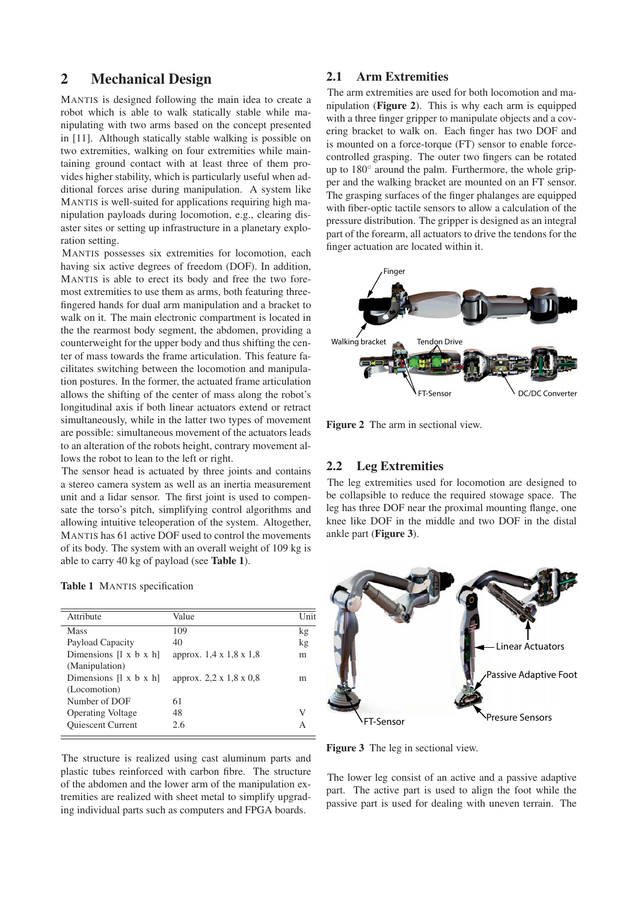## 2 Mechanical Design

MANTIS is designed following the main idea to create a robot which is able to walk statically stable while manipulating with two arms based on the concept presented in [11]. Although statically stable walking is possible on two extremities, walking on four extremities while maintaining ground contact with at least three of them provides higher stability, which is particularly useful when additional forces arise during manipulation. A system like MANTIS is well-suited for applications requiring high manipulation payloads during locomotion, e.g., clearing disaster sites or setting up infrastructure in a planetary exploration setting.

MANTIS possesses six extremities for locomotion, each having six active degrees of freedom (DOF). In addition, MANTIS is able to erect its body and free the two foremost extremities to use them as arms, both featuring three-fingered hands for dual arm manipulation and a bracket to walk on it. The main electronic compartment is located in the the rearmost body segment, the abdomen, providing a counterweight for the upper body and thus shifting the center of mass towards the frame articulation. This feature facilitates switching between the locomotion and manipulation postures. In the former, the actuated frame articulation allows the shifting of the center of mass along the robot's longitudinal axis if both linear actuators extend or retract simultaneously, while in the latter two types of movement are possible: simultaneous movement of the actuators leads to an alteration of the robots height, contrary movement allows the robot to lean to the left or right.

The sensor head is actuated by three joints and contains a stereo camera system as well as an inertia measurement unit and a lidar sensor. The first joint is used to compensate the torso's pitch, simplifying control algorithms and allowing intuitive teleoperation of the system. Altogether, MANTIS has 61 active DOF used to control the movements of its body. The system with an overall weight of 109 kg is able to carry 40 kg of payload (see **Table 1**).

**Table 1** MANTIS specification

| Attribute | Value | Unit |
|---|---|---|
| Mass | 109 | kg |
| Payload Capacity | 40 | kg |
| Dimensions [l x b x h] (Manipulation) | approx. 1,4 x 1,8 x 1,8 | m |
| Dimensions [l x b x h] (Locomotion) | approx. 2,2 x 1,8 x 0,8 | m |
| Number of DOF | 61 | |
| Operating Voltage | 48 | V |
| Quiescent Current | 2.6 | A |

The structure is realized using cast aluminum parts and plastic tubes reinforced with carbon fibre. The structure of the abdomen and the lower arm of the manipulation extremities are realized with sheet metal to simplify upgrading individual parts such as computers and FPGA boards.

### 2.1 Arm Extremities

The arm extremities are used for both locomotion and manipulation (**Figure 2**). This is why each arm is equipped with a three finger gripper to manipulate objects and a covering bracket to walk on. Each finger has two DOF and is mounted on a force-torque (FT) sensor to enable force-controlled grasping. The outer two fingers can be rotated up to 180° around the palm. Furthermore, the whole gripper and the walking bracket are mounted on an FT sensor. The grasping surfaces of the finger phalanges are equipped with fiber-optic tactile sensors to allow a calculation of the pressure distribution. The gripper is designed as an integral part of the forearm, all actuators to drive the tendons for the finger actuation are located within it.

Finger

Walking bracket

Tendon Drive

FT-Sensor

DC/DC Converter

**Figure 2** The arm in sectional view.

### 2.2 Leg Extremities

The leg extremities used for locomotion are designed to be collapsible to reduce the required stowage space. The leg has three DOF near the proximal mounting flange, one knee like DOF in the middle and two DOF in the distal ankle part (**Figure 3**).

Linear Actuators

Passive Adaptive Foot

FT-Sensor

Presure Sensors

**Figure 3** The leg in sectional view.

The lower leg consist of an active and a passive adaptive part. The active part is used to align the foot while the passive part is used for dealing with uneven terrain. The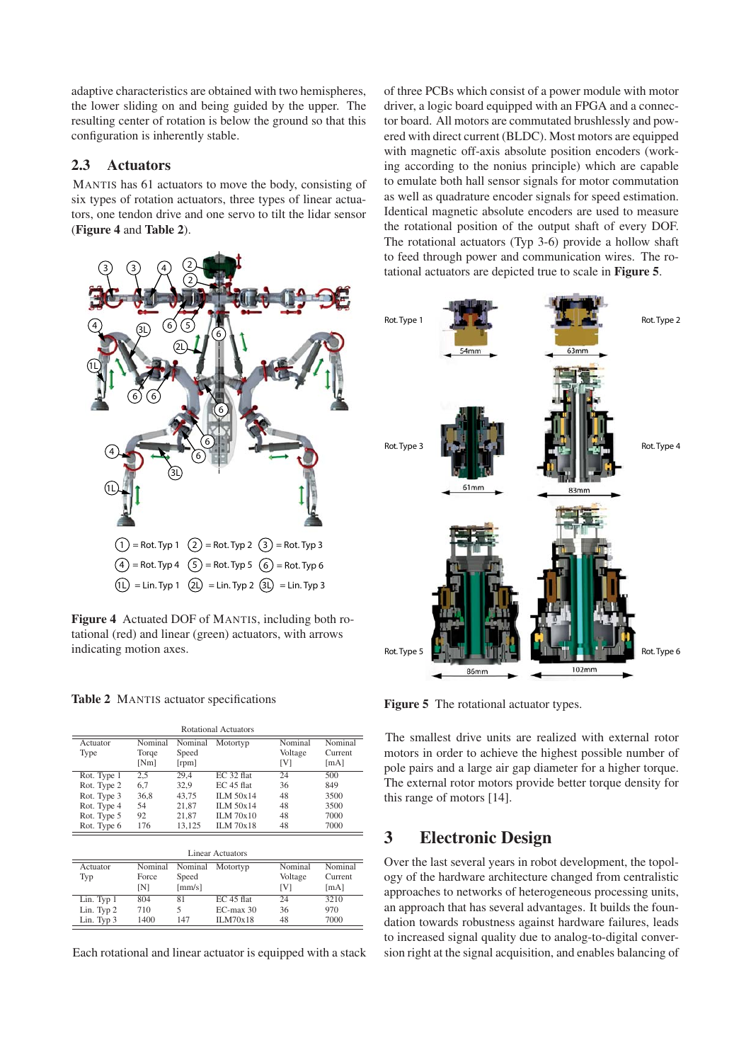adaptive characteristics are obtained with two hemispheres, the lower sliding on and being guided by the upper. The resulting center of rotation is below the ground so that this configuration is inherently stable.

### 2.3 Actuators

MANTIS has 61 actuators to move the body, consisting of six types of rotation actuators, three types of linear actuators, one tendon drive and one servo to tilt the lidar sensor (**Figure 4** and **Table 2**).

1 = Rot. Typ 1  2 = Rot. Typ 2  3 = Rot. Typ 3
4 = Rot. Typ 4  5 = Rot. Typ 5  6 = Rot. Typ 6
1L = Lin. Typ 1  2L = Lin. Typ 2  3L = Lin. Typ 3

**Figure 4** Actuated DOF of MANTIS, including both rotational (red) and linear (green) actuators, with arrows indicating motion axes.

**Table 2** MANTIS actuator specifications

Rotational Actuators

| Actuator Type | Nominal Torque [Nm] | Nominal Speed [rpm] | Motortyp | Nominal Voltage [V] | Nominal Current [mA] |
|---|---|---|---|---|---|
| Rot. Type 1 | 2,5 | 29,4 | EC 32 flat | 24 | 500 |
| Rot. Type 2 | 6,7 | 32,9 | EC 45 flat | 36 | 849 |
| Rot. Type 3 | 36,8 | 43,75 | ILM 50x14 | 48 | 3500 |
| Rot. Type 4 | 54 | 21,87 | ILM 50x14 | 48 | 3500 |
| Rot. Type 5 | 92 | 21,87 | ILM 70x10 | 48 | 7000 |
| Rot. Type 6 | 176 | 13,125 | ILM 70x18 | 48 | 7000 |

Linear Actuators

| Actuator Typ | Nominal Force [N] | Nominal Speed [mm/s] | Motortyp | Nominal Voltage [V] | Nominal Current [mA] |
|---|---|---|---|---|---|
| Lin. Typ 1 | 804 | 81 | EC 45 flat | 24 | 3210 |
| Lin. Typ 2 | 710 | 5 | EC-max 30 | 36 | 970 |
| Lin. Typ 3 | 1400 | 147 | ILM70x18 | 48 | 7000 |

Each rotational and linear actuator is equipped with a stack of three PCBs which consist of a power module with motor driver, a logic board equipped with an FPGA and a connector board. All motors are commutated brushlessly and powered with direct current (BLDC). Most motors are equipped with magnetic off-axis absolute position encoders (working according to the nonius principle) which are capable to emulate both hall sensor signals for motor commutation as well as quadrature encoder signals for speed estimation. Identical magnetic absolute encoders are used to measure the rotational position of the output shaft of every DOF. The rotational actuators (Typ 3-6) provide a hollow shaft to feed through power and communication wires. The rotational actuators are depicted true to scale in **Figure 5**.

Rot. Type 1 — 54mm; Rot. Type 2 — 63mm; Rot. Type 3 — 61mm; Rot. Type 4 — 83mm; Rot. Type 5 — 86mm; Rot. Type 6 — 102mm

**Figure 5** The rotational actuator types.

The smallest drive units are realized with external rotor motors in order to achieve the highest possible number of pole pairs and a large air gap diameter for a higher torque. The external rotor motors provide better torque density for this range of motors [14].

## 3 Electronic Design

Over the last several years in robot development, the topology of the hardware architecture changed from centralistic approaches to networks of heterogeneous processing units, an approach that has several advantages. It builds the foundation towards robustness against hardware failures, leads to increased signal quality due to analog-to-digital conversion right at the signal acquisition, and enables balancing of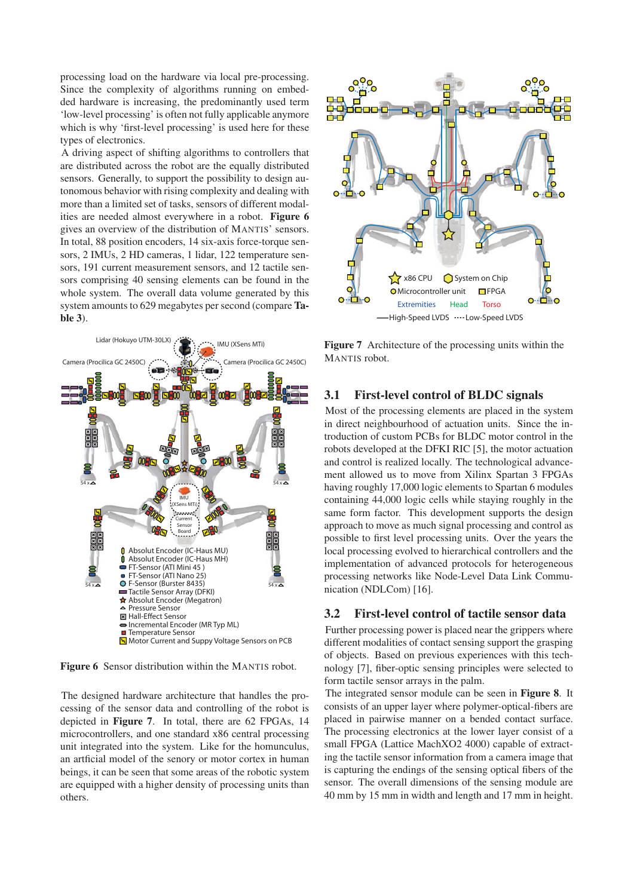processing load on the hardware via local pre-processing. Since the complexity of algorithms running on embedded hardware is increasing, the predominantly used term 'low-level processing' is often not fully applicable anymore which is why 'first-level processing' is used here for these types of electronics.

A driving aspect of shifting algorithms to controllers that are distributed across the robot are the equally distributed sensors. Generally, to support the possibility to design autonomous behavior with rising complexity and dealing with more than a limited set of tasks, sensors of different modalities are needed almost everywhere in a robot. **Figure 6** gives an overview of the distribution of MANTIS' sensors. In total, 88 position encoders, 14 six-axis force-torque sensors, 2 IMUs, 2 HD cameras, 1 lidar, 122 temperature sensors, 191 current measurement sensors, and 12 tactile sensors comprising 40 sensing elements can be found in the whole system. The overall data volume generated by this system amounts to 629 megabytes per second (compare **Table 3**).

**Figure 6** Sensor distribution within the MANTIS robot.

The designed hardware architecture that handles the processing of the sensor data and controlling of the robot is depicted in **Figure 7**. In total, there are 62 FPGAs, 14 microcontrollers, and one standard x86 central processing unit integrated into the system. Like for the homunculus, an artficial model of the senory or motor cortex in human beings, it can be seen that some areas of the robotic system are equipped with a higher density of processing units than others.

**Figure 7** Architecture of the processing units within the MANTIS robot.

## 3.1 First-level control of BLDC signals

Most of the processing elements are placed in the system in direct neighbourhood of actuation units. Since the introduction of custom PCBs for BLDC motor control in the robots developed at the DFKI RIC [5], the motor actuation and control is realized locally. The technological advancement allowed us to move from Xilinx Spartan 3 FPGAs having roughly 17,000 logic elements to Spartan 6 modules containing 44,000 logic cells while staying roughly in the same form factor. This development supports the design approach to move as much signal processing and control as possible to first level processing units. Over the years the local processing evolved to hierarchical controllers and the implementation of advanced protocols for heterogeneous processing networks like Node-Level Data Link Communication (NDLCom) [16].

## 3.2 First-level control of tactile sensor data

Further processing power is placed near the grippers where different modalities of contact sensing support the grasping of objects. Based on previous experiences with this technology [7], fiber-optic sensing principles were selected to form tactile sensor arrays in the palm.

The integrated sensor module can be seen in **Figure 8**. It consists of an upper layer where polymer-optical-fibers are placed in pairwise manner on a bended contact surface. The processing electronics at the lower layer consist of a small FPGA (Lattice MachXO2 4000) capable of extracting the tactile sensor information from a camera image that is capturing the endings of the sensing optical fibers of the sensor. The overall dimensions of the sensing module are 40 mm by 15 mm in width and length and 17 mm in height.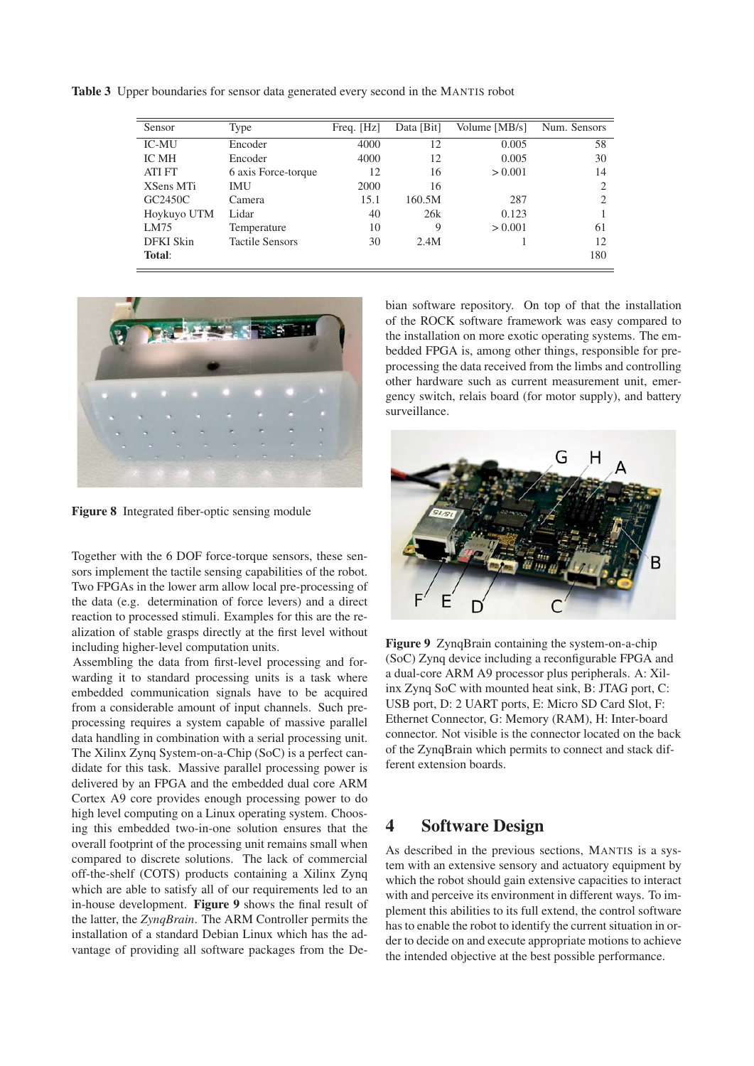**Table 3** Upper boundaries for sensor data generated every second in the MANTIS robot

| Sensor | Type | Freq. [Hz] | Data [Bit] | Volume [MB/s] | Num. Sensors |
|---|---|---|---|---|---|
| IC-MU | Encoder | 4000 | 12 | 0.005 | 58 |
| IC MH | Encoder | 4000 | 12 | 0.005 | 30 |
| ATI FT | 6 axis Force-torque | 12 | 16 | > 0.001 | 14 |
| XSens MTi | IMU | 2000 | 16 | | 2 |
| GC2450C | Camera | 15.1 | 160.5M | 287 | 2 |
| Hoykuyo UTM | Lidar | 40 | 26k | 0.123 | 1 |
| LM75 | Temperature | 10 | 9 | > 0.001 | 61 |
| DFKI Skin | Tactile Sensors | 30 | 2.4M | 1 | 12 |
| **Total**: | | | | | 180 |

**Figure 8** Integrated fiber-optic sensing module

Together with the 6 DOF force-torque sensors, these sensors implement the tactile sensing capabilities of the robot. Two FPGAs in the lower arm allow local pre-processing of the data (e.g. determination of force levers) and a direct reaction to processed stimuli. Examples for this are the realization of stable grasps directly at the first level without including higher-level computation units.

Assembling the data from first-level processing and forwarding it to standard processing units is a task where embedded communication signals have to be acquired from a considerable amount of input channels. Such preprocessing requires a system capable of massive parallel data handling in combination with a serial processing unit. The Xilinx Zynq System-on-a-Chip (SoC) is a perfect candidate for this task. Massive parallel processing power is delivered by an FPGA and the embedded dual core ARM Cortex A9 core provides enough processing power to do high level computing on a Linux operating system. Choosing this embedded two-in-one solution ensures that the overall footprint of the processing unit remains small when compared to discrete solutions. The lack of commercial off-the-shelf (COTS) products containing a Xilinx Zynq which are able to satisfy all of our requirements led to an in-house development. **Figure 9** shows the final result of the latter, the *ZynqBrain*. The ARM Controller permits the installation of a standard Debian Linux which has the advantage of providing all software packages from the Debian software repository. On top of that the installation of the ROCK software framework was easy compared to the installation on more exotic operating systems. The embedded FPGA is, among other things, responsible for preprocessing the data received from the limbs and controlling other hardware such as current measurement unit, emergency switch, relais board (for motor supply), and battery surveillance.

**Figure 9** ZynqBrain containing the system-on-a-chip (SoC) Zynq device including a reconfigurable FPGA and a dual-core ARM A9 processor plus peripherals. A: Xilinx Zynq SoC with mounted heat sink, B: JTAG port, C: USB port, D: 2 UART ports, E: Micro SD Card Slot, F: Ethernet Connector, G: Memory (RAM), H: Inter-board connector. Not visible is the connector located on the back of the ZynqBrain which permits to connect and stack different extension boards.

## 4 Software Design

As described in the previous sections, MANTIS is a system with an extensive sensory and actuatory equipment by which the robot should gain extensive capacities to interact with and perceive its environment in different ways. To implement this abilities to its full extend, the control software has to enable the robot to identify the current situation in order to decide on and execute appropriate motions to achieve the intended objective at the best possible performance.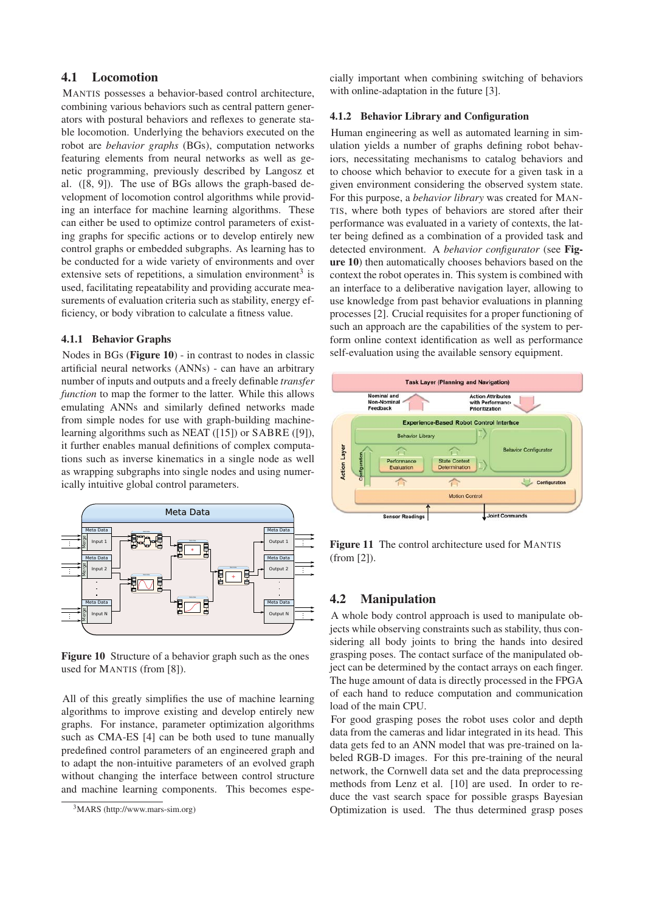### 4.1 Locomotion

MANTIS possesses a behavior-based control architecture, combining various behaviors such as central pattern generators with postural behaviors and reflexes to generate stable locomotion. Underlying the behaviors executed on the robot are *behavior graphs* (BGs), computation networks featuring elements from neural networks as well as genetic programming, previously described by Langosz et al. ([8, 9]). The use of BGs allows the graph-based development of locomotion control algorithms while providing an interface for machine learning algorithms. These can either be used to optimize control parameters of existing graphs for specific actions or to develop entirely new control graphs or embedded subgraphs. As learning has to be conducted for a wide variety of environments and over extensive sets of repetitions, a simulation environment[3] is used, facilitating repeatability and providing accurate measurements of evaluation criteria such as stability, energy efficiency, or body vibration to calculate a fitness value.

#### 4.1.1 Behavior Graphs

Nodes in BGs (**Figure 10**) - in contrast to nodes in classic artificial neural networks (ANNs) - can have an arbitrary number of inputs and outputs and a freely definable *transfer function* to map the former to the latter. While this allows emulating ANNs and similarly defined networks made from simple nodes for use with graph-building machine-learning algorithms such as NEAT ([15]) or SABRE ([9]), it further enables manual definitions of complex computations such as inverse kinematics in a single node as well as wrapping subgraphs into single nodes and using numerically intuitive global control parameters.

**Figure 10** Structure of a behavior graph such as the ones used for MANTIS (from [8]).

All of this greatly simplifies the use of machine learning algorithms to improve existing and develop entirely new graphs. For instance, parameter optimization algorithms such as CMA-ES [4] can be both used to tune manually predefined control parameters of an engineered graph and to adapt the non-intuitive parameters of an evolved graph without changing the interface between control structure and machine learning components. This becomes especially important when combining switching of behaviors with online-adaptation in the future [3].

#### 4.1.2 Behavior Library and Configuration

Human engineering as well as automated learning in simulation yields a number of graphs defining robot behaviors, necessitating mechanisms to catalog behaviors and to choose which behavior to execute for a given task in a given environment considering the observed system state. For this purpose, a *behavior library* was created for MANTIS, where both types of behaviors are stored after their performance was evaluated in a variety of contexts, the latter being defined as a combination of a provided task and detected environment. A *behavior configurator* (see **Figure 10**) then automatically chooses behaviors based on the context the robot operates in. This system is combined with an interface to a deliberative navigation layer, allowing to use knowledge from past behavior evaluations in planning processes [2]. Crucial requisites for a proper functioning of such an approach are the capabilities of the system to perform online context identification as well as performance self-evaluation using the available sensory equipment.

**Figure 11** The control architecture used for MANTIS (from [2]).

### 4.2 Manipulation

A whole body control approach is used to manipulate objects while observing constraints such as stability, thus considering all body joints to bring the hands into desired grasping poses. The contact surface of the manipulated object can be determined by the contact arrays on each finger. The huge amount of data is directly processed in the FPGA of each hand to reduce computation and communication load of the main CPU.

For good grasping poses the robot uses color and depth data from the cameras and lidar integrated in its head. This data gets fed to an ANN model that was pre-trained on labeled RGB-D images. For this pre-training of the neural network, the Cornwell data set and the data preprocessing methods from Lenz et al. [10] are used. In order to reduce the vast search space for possible grasps Bayesian Optimization is used. The thus determined grasp poses

[3] MARS (http://www.mars-sim.org)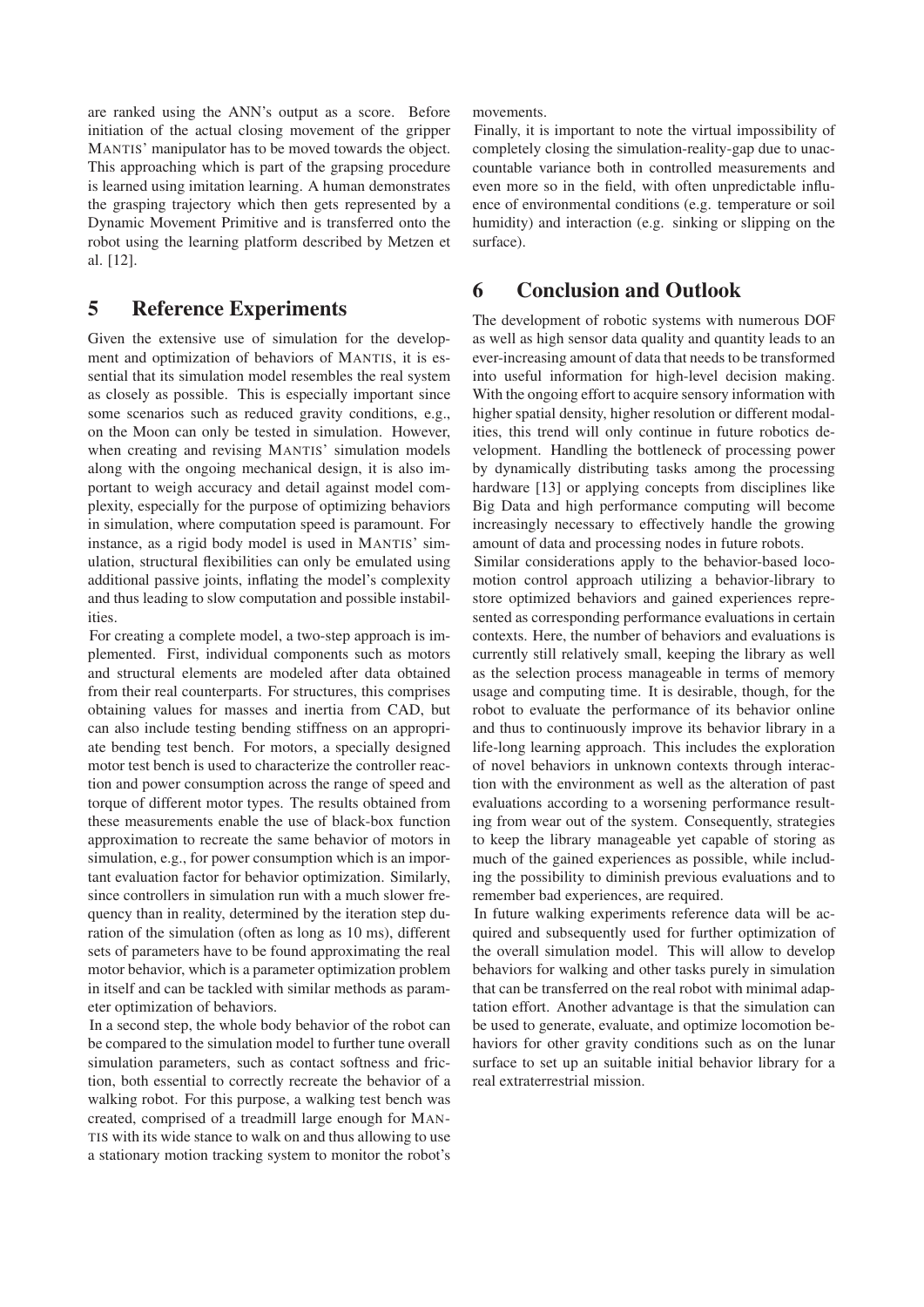are ranked using the ANN's output as a score. Before initiation of the actual closing movement of the gripper MANTIS' manipulator has to be moved towards the object. This approaching which is part of the grapsing procedure is learned using imitation learning. A human demonstrates the grasping trajectory which then gets represented by a Dynamic Movement Primitive and is transferred onto the robot using the learning platform described by Metzen et al. [12].

## 5 Reference Experiments

Given the extensive use of simulation for the development and optimization of behaviors of MANTIS, it is essential that its simulation model resembles the real system as closely as possible. This is especially important since some scenarios such as reduced gravity conditions, e.g., on the Moon can only be tested in simulation. However, when creating and revising MANTIS' simulation models along with the ongoing mechanical design, it is also important to weigh accuracy and detail against model complexity, especially for the purpose of optimizing behaviors in simulation, where computation speed is paramount. For instance, as a rigid body model is used in MANTIS' simulation, structural flexibilities can only be emulated using additional passive joints, inflating the model's complexity and thus leading to slow computation and possible instabilities.

For creating a complete model, a two-step approach is implemented. First, individual components such as motors and structural elements are modeled after data obtained from their real counterparts. For structures, this comprises obtaining values for masses and inertia from CAD, but can also include testing bending stiffness on an appropriate bending test bench. For motors, a specially designed motor test bench is used to characterize the controller reaction and power consumption across the range of speed and torque of different motor types. The results obtained from these measurements enable the use of black-box function approximation to recreate the same behavior of motors in simulation, e.g., for power consumption which is an important evaluation factor for behavior optimization. Similarly, since controllers in simulation run with a much slower frequency than in reality, determined by the iteration step duration of the simulation (often as long as 10 ms), different sets of parameters have to be found approximating the real motor behavior, which is a parameter optimization problem in itself and can be tackled with similar methods as parameter optimization of behaviors.

In a second step, the whole body behavior of the robot can be compared to the simulation model to further tune overall simulation parameters, such as contact softness and friction, both essential to correctly recreate the behavior of a walking robot. For this purpose, a walking test bench was created, comprised of a treadmill large enough for MANTIS with its wide stance to walk on and thus allowing to use a stationary motion tracking system to monitor the robot's movements.

Finally, it is important to note the virtual impossibility of completely closing the simulation-reality-gap due to unaccountable variance both in controlled measurements and even more so in the field, with often unpredictable influence of environmental conditions (e.g. temperature or soil humidity) and interaction (e.g. sinking or slipping on the surface).

## 6 Conclusion and Outlook

The development of robotic systems with numerous DOF as well as high sensor data quality and quantity leads to an ever-increasing amount of data that needs to be transformed into useful information for high-level decision making. With the ongoing effort to acquire sensory information with higher spatial density, higher resolution or different modalities, this trend will only continue in future robotics development. Handling the bottleneck of processing power by dynamically distributing tasks among the processing hardware [13] or applying concepts from disciplines like Big Data and high performance computing will become increasingly necessary to effectively handle the growing amount of data and processing nodes in future robots.

Similar considerations apply to the behavior-based locomotion control approach utilizing a behavior-library to store optimized behaviors and gained experiences represented as corresponding performance evaluations in certain contexts. Here, the number of behaviors and evaluations is currently still relatively small, keeping the library as well as the selection process manageable in terms of memory usage and computing time. It is desirable, though, for the robot to evaluate the performance of its behavior online and thus to continuously improve its behavior library in a life-long learning approach. This includes the exploration of novel behaviors in unknown contexts through interaction with the environment as well as the alteration of past evaluations according to a worsening performance resulting from wear out of the system. Consequently, strategies to keep the library manageable yet capable of storing as much of the gained experiences as possible, while including the possibility to diminish previous evaluations and to remember bad experiences, are required.

In future walking experiments reference data will be acquired and subsequently used for further optimization of the overall simulation model. This will allow to develop behaviors for walking and other tasks purely in simulation that can be transferred on the real robot with minimal adaptation effort. Another advantage is that the simulation can be used to generate, evaluate, and optimize locomotion behaviors for other gravity conditions such as on the lunar surface to set up an suitable initial behavior library for a real extraterrestrial mission.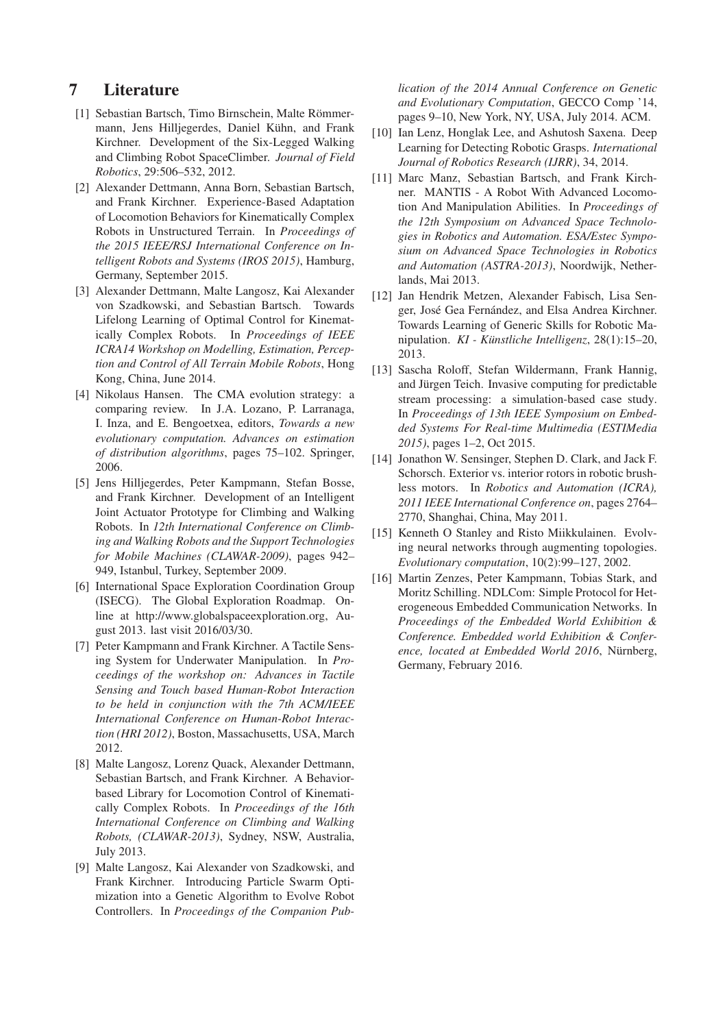# 7 Literature

[1] Sebastian Bartsch, Timo Birnschein, Malte Römmermann, Jens Hilljegerdes, Daniel Kühn, and Frank Kirchner. Development of the Six-Legged Walking and Climbing Robot SpaceClimber. *Journal of Field Robotics*, 29:506–532, 2012.

[2] Alexander Dettmann, Anna Born, Sebastian Bartsch, and Frank Kirchner. Experience-Based Adaptation of Locomotion Behaviors for Kinematically Complex Robots in Unstructured Terrain. In *Proceedings of the 2015 IEEE/RSJ International Conference on Intelligent Robots and Systems (IROS 2015)*, Hamburg, Germany, September 2015.

[3] Alexander Dettmann, Malte Langosz, Kai Alexander von Szadkowski, and Sebastian Bartsch. Towards Lifelong Learning of Optimal Control for Kinematically Complex Robots. In *Proceedings of IEEE ICRA14 Workshop on Modelling, Estimation, Perception and Control of All Terrain Mobile Robots*, Hong Kong, China, June 2014.

[4] Nikolaus Hansen. The CMA evolution strategy: a comparing review. In J.A. Lozano, P. Larranaga, I. Inza, and E. Bengoetxea, editors, *Towards a new evolutionary computation. Advances on estimation of distribution algorithms*, pages 75–102. Springer, 2006.

[5] Jens Hilljegerdes, Peter Kampmann, Stefan Bosse, and Frank Kirchner. Development of an Intelligent Joint Actuator Prototype for Climbing and Walking Robots. In *12th International Conference on Climbing and Walking Robots and the Support Technologies for Mobile Machines (CLAWAR-2009)*, pages 942–949, Istanbul, Turkey, September 2009.

[6] International Space Exploration Coordination Group (ISECG). The Global Exploration Roadmap. Online at http://www.globalspaceexploration.org, August 2013. last visit 2016/03/30.

[7] Peter Kampmann and Frank Kirchner. A Tactile Sensing System for Underwater Manipulation. In *Proceedings of the workshop on: Advances in Tactile Sensing and Touch based Human-Robot Interaction to be held in conjunction with the 7th ACM/IEEE International Conference on Human-Robot Interaction (HRI 2012)*, Boston, Massachusetts, USA, March 2012.

[8] Malte Langosz, Lorenz Quack, Alexander Dettmann, Sebastian Bartsch, and Frank Kirchner. A Behavior-based Library for Locomotion Control of Kinematically Complex Robots. In *Proceedings of the 16th International Conference on Climbing and Walking Robots, (CLAWAR-2013)*, Sydney, NSW, Australia, July 2013.

[9] Malte Langosz, Kai Alexander von Szadkowski, and Frank Kirchner. Introducing Particle Swarm Optimization into a Genetic Algorithm to Evolve Robot Controllers. In *Proceedings of the Companion Publication of the 2014 Annual Conference on Genetic and Evolutionary Computation*, GECCO Comp '14, pages 9–10, New York, NY, USA, July 2014. ACM.

[10] Ian Lenz, Honglak Lee, and Ashutosh Saxena. Deep Learning for Detecting Robotic Grasps. *International Journal of Robotics Research (IJRR)*, 34, 2014.

[11] Marc Manz, Sebastian Bartsch, and Frank Kirchner. MANTIS - A Robot With Advanced Locomotion And Manipulation Abilities. In *Proceedings of the 12th Symposium on Advanced Space Technologies in Robotics and Automation. ESA/Estec Symposium on Advanced Space Technologies in Robotics and Automation (ASTRA-2013)*, Noordwijk, Netherlands, Mai 2013.

[12] Jan Hendrik Metzen, Alexander Fabisch, Lisa Senger, José Gea Fernández, and Elsa Andrea Kirchner. Towards Learning of Generic Skills for Robotic Manipulation. *KI - Künstliche Intelligenz*, 28(1):15–20, 2013.

[13] Sascha Roloff, Stefan Wildermann, Frank Hannig, and Jürgen Teich. Invasive computing for predictable stream processing: a simulation-based case study. In *Proceedings of 13th IEEE Symposium on Embedded Systems For Real-time Multimedia (ESTIMedia 2015)*, pages 1–2, Oct 2015.

[14] Jonathon W. Sensinger, Stephen D. Clark, and Jack F. Schorsch. Exterior vs. interior rotors in robotic brushless motors. In *Robotics and Automation (ICRA), 2011 IEEE International Conference on*, pages 2764–2770, Shanghai, China, May 2011.

[15] Kenneth O Stanley and Risto Miikkulainen. Evolving neural networks through augmenting topologies. *Evolutionary computation*, 10(2):99–127, 2002.

[16] Martin Zenzes, Peter Kampmann, Tobias Stark, and Moritz Schilling. NDLCom: Simple Protocol for Heterogeneous Embedded Communication Networks. In *Proceedings of the Embedded World Exhibition & Conference. Embedded world Exhibition & Conference, located at Embedded World 2016*, Nürnberg, Germany, February 2016.